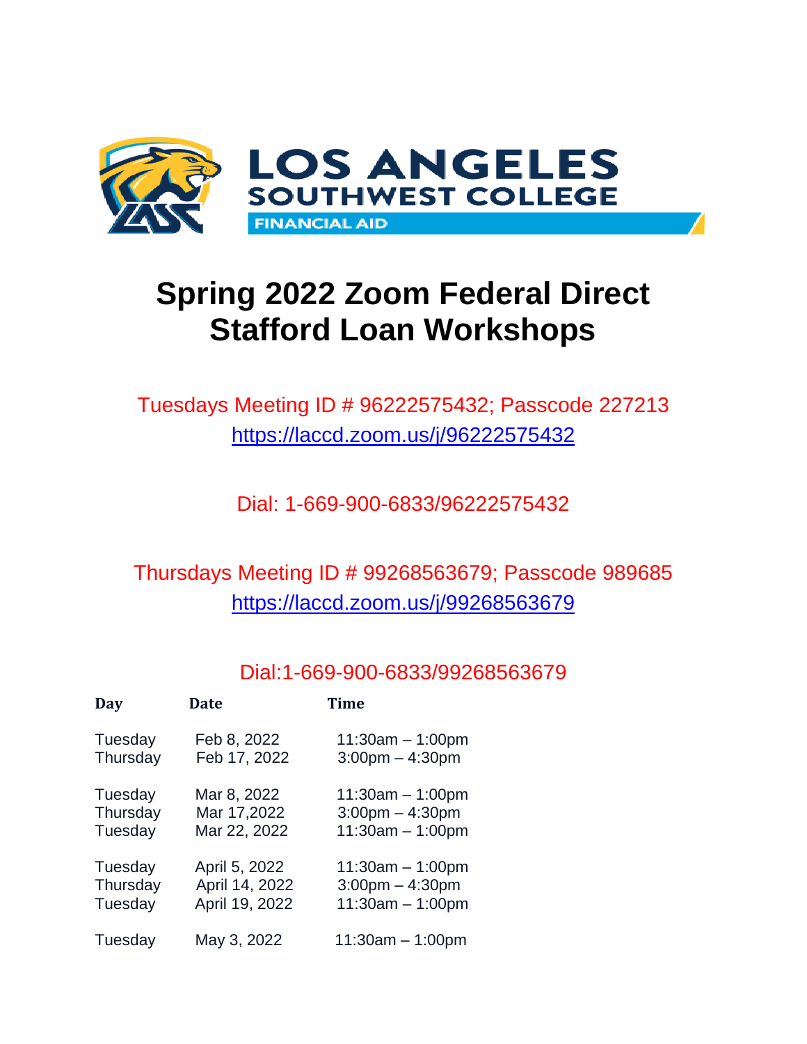LOS ANGELES SOUTHWEST COLLEGE

FINANCIAL AID

# Spring 2022 Zoom Federal Direct Stafford Loan Workshops

Tuesdays Meeting ID # 96222575432; Passcode 227213

https://laccd.zoom.us/j/96222575432

Dial: 1-669-900-6833/96222575432

Thursdays Meeting ID # 99268563679; Passcode 989685

https://laccd.zoom.us/j/99268563679

Dial:1-669-900-6833/99268563679

| Day | Date | Time |
|---|---|---|
| Tuesday | Feb 8, 2022 | 11:30am – 1:00pm |
| Thursday | Feb 17, 2022 | 3:00pm – 4:30pm |
| Tuesday | Mar 8, 2022 | 11:30am – 1:00pm |
| Thursday | Mar 17,2022 | 3:00pm – 4:30pm |
| Tuesday | Mar 22, 2022 | 11:30am – 1:00pm |
| Tuesday | April 5, 2022 | 11:30am – 1:00pm |
| Thursday | April 14, 2022 | 3:00pm – 4:30pm |
| Tuesday | April 19, 2022 | 11:30am – 1:00pm |
| Tuesday | May 3, 2022 | 11:30am – 1:00pm |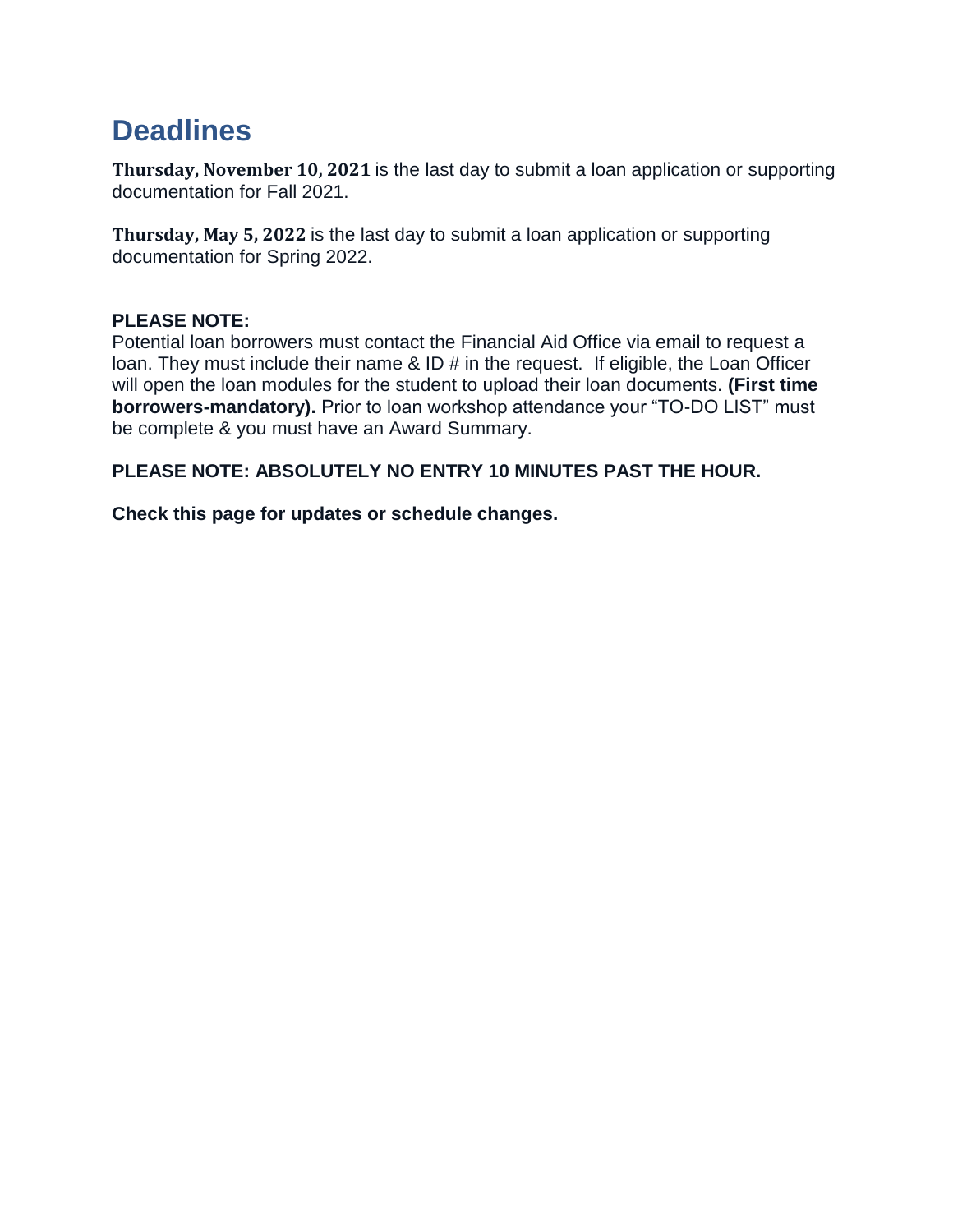## Deadlines

**Thursday, November 10, 2021** is the last day to submit a loan application or supporting documentation for Fall 2021.

**Thursday, May 5, 2022** is the last day to submit a loan application or supporting documentation for Spring 2022.

**PLEASE NOTE:**
Potential loan borrowers must contact the Financial Aid Office via email to request a loan. They must include their name & ID # in the request. If eligible, the Loan Officer will open the loan modules for the student to upload their loan documents. **(First time borrowers-mandatory).** Prior to loan workshop attendance your "TO-DO LIST" must be complete & you must have an Award Summary.

**PLEASE NOTE: ABSOLUTELY NO ENTRY 10 MINUTES PAST THE HOUR.**

**Check this page for updates or schedule changes.**